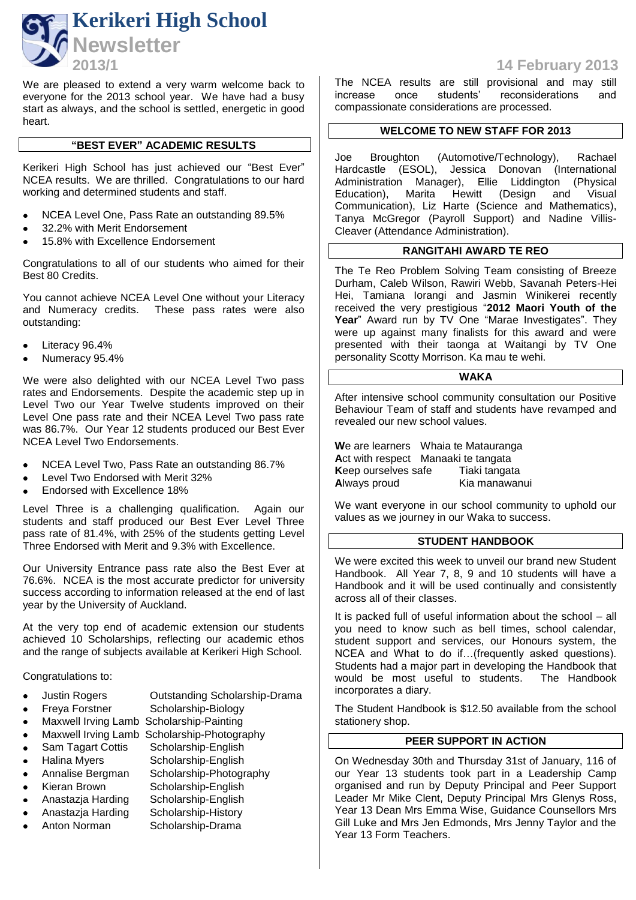# Kerikeri High School Newsletter

2013/1

14 February 2013

We are pleased to extend a very warm welcome back to everyone for the 2013 school year. We have had a busy start as always, and the school is settled, energetic in good heart.

## "BEST EVER" ACADEMIC RESULTS

Kerikeri High School has just achieved our "Best Ever" NCEA results. We are thrilled. Congratulations to our hard working and determined students and staff.

- NCEA Level One, Pass Rate an outstanding 89.5%
- 32.2% with Merit Endorsement
- 15.8% with Excellence Endorsement

Congratulations to all of our students who aimed for their Best 80 Credits.

You cannot achieve NCEA Level One without your Literacy and Numeracy credits. These pass rates were also outstanding:

- Literacy 96.4%
- Numeracy 95.4%

We were also delighted with our NCEA Level Two pass rates and Endorsements. Despite the academic step up in Level Two our Year Twelve students improved on their Level One pass rate and their NCEA Level Two pass rate was 86.7%. Our Year 12 students produced our Best Ever NCEA Level Two Endorsements.

- NCEA Level Two, Pass Rate an outstanding 86.7%
- Level Two Endorsed with Merit 32%
- Endorsed with Excellence 18%

Level Three is a challenging qualification. Again our students and staff produced our Best Ever Level Three pass rate of 81.4%, with 25% of the students getting Level Three Endorsed with Merit and 9.3% with Excellence.

Our University Entrance pass rate also the Best Ever at 76.6%. NCEA is the most accurate predictor for university success according to information released at the end of last year by the University of Auckland.

At the very top end of academic extension our students achieved 10 Scholarships, reflecting our academic ethos and the range of subjects available at Kerikeri High School.

Congratulations to:

- Justin Rogers — Outstanding Scholarship-Drama
- Freya Forstner — Scholarship-Biology
- Maxwell Irving Lamb — Scholarship-Painting
- Maxwell Irving Lamb — Scholarship-Photography
- Sam Tagart Cottis — Scholarship-English
- Halina Myers — Scholarship-English
- Annalise Bergman — Scholarship-Photography
- Kieran Brown — Scholarship-English
- Anastazja Harding — Scholarship-English
- Anastazja Harding — Scholarship-History
- Anton Norman — Scholarship-Drama

The NCEA results are still provisional and may still increase once students' reconsiderations and compassionate considerations are processed.

## WELCOME TO NEW STAFF FOR 2013

Joe Broughton (Automotive/Technology), Rachael Hardcastle (ESOL), Jessica Donovan (International Administration Manager), Ellie Liddington (Physical Education), Marita Hewitt (Design and Visual Communication), Liz Harte (Science and Mathematics), Tanya McGregor (Payroll Support) and Nadine Villis-Cleaver (Attendance Administration).

## RANGITAHI AWARD TE REO

The Te Reo Problem Solving Team consisting of Breeze Durham, Caleb Wilson, Rawiri Webb, Savanah Peters-Hei Hei, Tamiana Iorangi and Jasmin Winikerei recently received the very prestigious "**2012 Maori Youth of the Year**" Award run by TV One "Marae Investigates". They were up against many finalists for this award and were presented with their taonga at Waitangi by TV One personality Scotty Morrison. Ka mau te wehi.

## WAKA

After intensive school community consultation our Positive Behaviour Team of staff and students have revamped and revealed our new school values.

**W**e are learners — Whaia te Matauranga
**A**ct with respect — Manaaki te tangata
**K**eep ourselves safe — Tiaki tangata
**A**lways proud — Kia manawanui

We want everyone in our school community to uphold our values as we journey in our Waka to success.

## STUDENT HANDBOOK

We were excited this week to unveil our brand new Student Handbook. All Year 7, 8, 9 and 10 students will have a Handbook and it will be used continually and consistently across all of their classes.

It is packed full of useful information about the school – all you need to know such as bell times, school calendar, student support and services, our Honours system, the NCEA and What to do if…(frequently asked questions). Students had a major part in developing the Handbook that would be most useful to students. The Handbook incorporates a diary.

The Student Handbook is $12.50 available from the school stationery shop.

## PEER SUPPORT IN ACTION

On Wednesday 30th and Thursday 31st of January, 116 of our Year 13 students took part in a Leadership Camp organised and run by Deputy Principal and Peer Support Leader Mr Mike Clent, Deputy Principal Mrs Glenys Ross, Year 13 Dean Mrs Emma Wise, Guidance Counsellors Mrs Gill Luke and Mrs Jen Edmonds, Mrs Jenny Taylor and the Year 13 Form Teachers.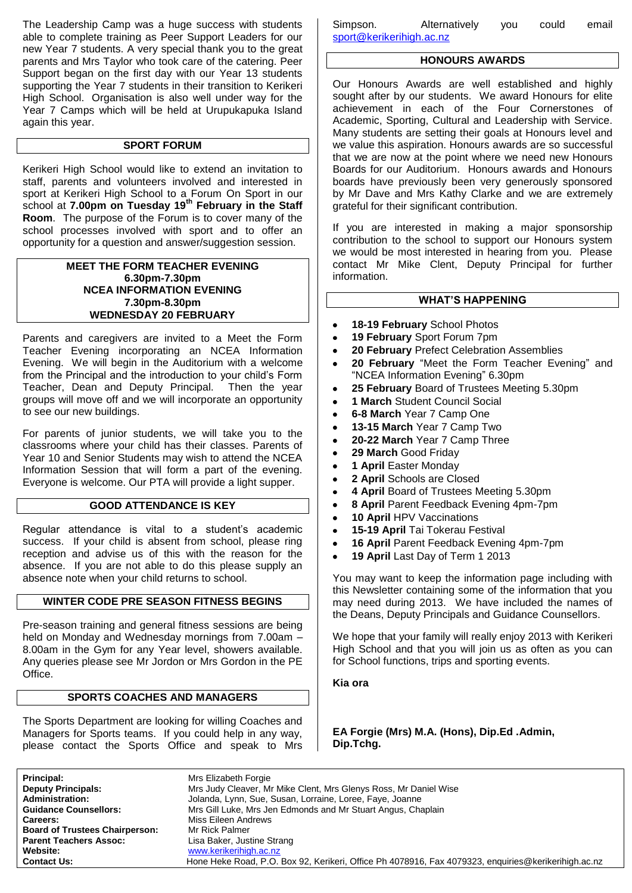The Leadership Camp was a huge success with students able to complete training as Peer Support Leaders for our new Year 7 students. A very special thank you to the great parents and Mrs Taylor who took care of the catering. Peer Support began on the first day with our Year 13 students supporting the Year 7 students in their transition to Kerikeri High School. Organisation is also well under way for the Year 7 Camps which will be held at Urupukapuka Island again this year.

## SPORT FORUM

Kerikeri High School would like to extend an invitation to staff, parents and volunteers involved and interested in sport at Kerikeri High School to a Forum On Sport in our school at **7.00pm on Tuesday 19th February in the Staff Room**. The purpose of the Forum is to cover many of the school processes involved with sport and to offer an opportunity for a question and answer/suggestion session.

## MEET THE FORM TEACHER EVENING 6.30pm-7.30pm
## NCEA INFORMATION EVENING 7.30pm-8.30pm
## WEDNESDAY 20 FEBRUARY

Parents and caregivers are invited to a Meet the Form Teacher Evening incorporating an NCEA Information Evening. We will begin in the Auditorium with a welcome from the Principal and the introduction to your child's Form Teacher, Dean and Deputy Principal. Then the year groups will move off and we will incorporate an opportunity to see our new buildings.

For parents of junior students, we will take you to the classrooms where your child has their classes. Parents of Year 10 and Senior Students may wish to attend the NCEA Information Session that will form a part of the evening. Everyone is welcome. Our PTA will provide a light supper.

## GOOD ATTENDANCE IS KEY

Regular attendance is vital to a student's academic success. If your child is absent from school, please ring reception and advise us of this with the reason for the absence. If you are not able to do this please supply an absence note when your child returns to school.

## WINTER CODE PRE SEASON FITNESS BEGINS

Pre-season training and general fitness sessions are being held on Monday and Wednesday mornings from 7.00am – 8.00am in the Gym for any Year level, showers available. Any queries please see Mr Jordon or Mrs Gordon in the PE Office.

## SPORTS COACHES AND MANAGERS

The Sports Department are looking for willing Coaches and Managers for Sports teams. If you could help in any way, please contact the Sports Office and speak to Mrs Simpson. Alternatively you could email sport@kerikerihigh.ac.nz

## HONOURS AWARDS

Our Honours Awards are well established and highly sought after by our students. We award Honours for elite achievement in each of the Four Cornerstones of Academic, Sporting, Cultural and Leadership with Service. Many students are setting their goals at Honours level and we value this aspiration. Honours awards are so successful that we are now at the point where we need new Honours Boards for our Auditorium. Honours awards and Honours boards have previously been very generously sponsored by Mr Dave and Mrs Kathy Clarke and we are extremely grateful for their significant contribution.

If you are interested in making a major sponsorship contribution to the school to support our Honours system we would be most interested in hearing from you. Please contact Mr Mike Clent, Deputy Principal for further information.

## WHAT'S HAPPENING

- **18-19 February** School Photos
- **19 February** Sport Forum 7pm
- **20 February** Prefect Celebration Assemblies
- **20 February** "Meet the Form Teacher Evening" and "NCEA Information Evening" 6.30pm
- **25 February** Board of Trustees Meeting 5.30pm
- **1 March** Student Council Social
- **6-8 March** Year 7 Camp One
- **13-15 March** Year 7 Camp Two
- **20-22 March** Year 7 Camp Three
- **29 March** Good Friday
- **1 April** Easter Monday
- **2 April** Schools are Closed
- **4 April** Board of Trustees Meeting 5.30pm
- **8 April** Parent Feedback Evening 4pm-7pm
- **10 April** HPV Vaccinations
- **15-19 April** Tai Tokerau Festival
- **16 April** Parent Feedback Evening 4pm-7pm
- **19 April** Last Day of Term 1 2013

You may want to keep the information page including with this Newsletter containing some of the information that you may need during 2013. We have included the names of the Deans, Deputy Principals and Guidance Counsellors.

We hope that your family will really enjoy 2013 with Kerikeri High School and that you will join us as often as you can for School functions, trips and sporting events.

**Kia ora**

**EA Forgie (Mrs) M.A. (Hons), Dip.Ed .Admin, Dip.Tchg.**

| | |
|---|---|
| **Principal:** | Mrs Elizabeth Forgie |
| **Deputy Principals:** | Mrs Judy Cleaver, Mr Mike Clent, Mrs Glenys Ross, Mr Daniel Wise |
| **Administration:** | Jolanda, Lynn, Sue, Susan, Lorraine, Loree, Faye, Joanne |
| **Guidance Counsellors:** | Mrs Gill Luke, Mrs Jen Edmonds and Mr Stuart Angus, Chaplain |
| **Careers:** | Miss Eileen Andrews |
| **Board of Trustees Chairperson:** | Mr Rick Palmer |
| **Parent Teachers Assoc:** | Lisa Baker, Justine Strang |
| **Website:** | www.kerikerihigh.ac.nz |
| **Contact Us:** | Hone Heke Road, P.O. Box 92, Kerikeri, Office Ph 4078916, Fax 4079323, enquiries@kerikerihigh.ac.nz |